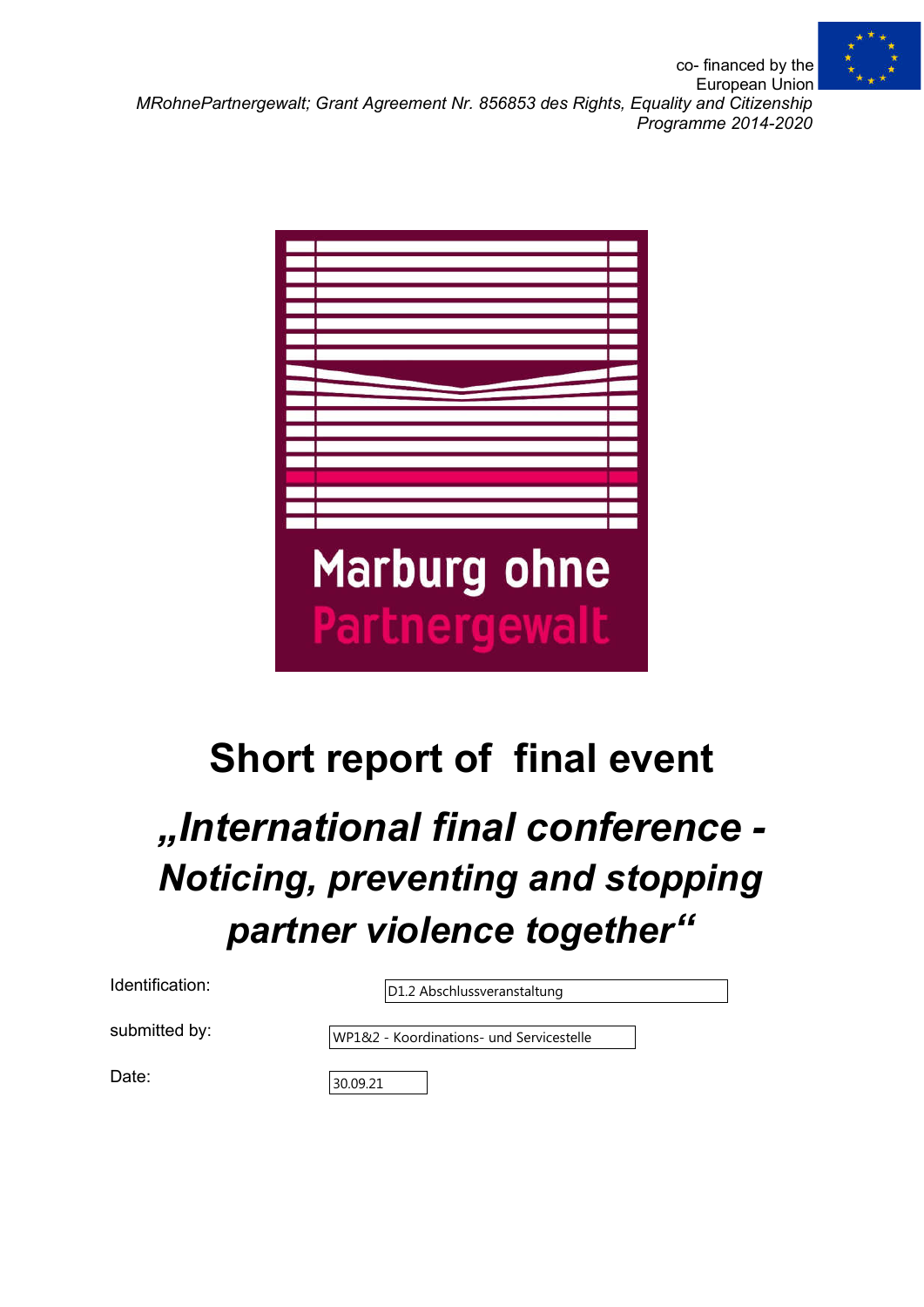co- financed by the European Union

*MRohnePartnergewalt; Grant Agreement Nr. 856853 des Rights, Equality and Citizenship Programme 2014-2020*

Marburg ohne Partnergewalt

# Short report of final event

## *„International final conference - Noticing, preventing and stopping partner violence together“*

Identification: D1.2 Abschlussveranstaltung

submitted by: WP1&2 - Koordinations- und Servicestelle

Date: 30.09.21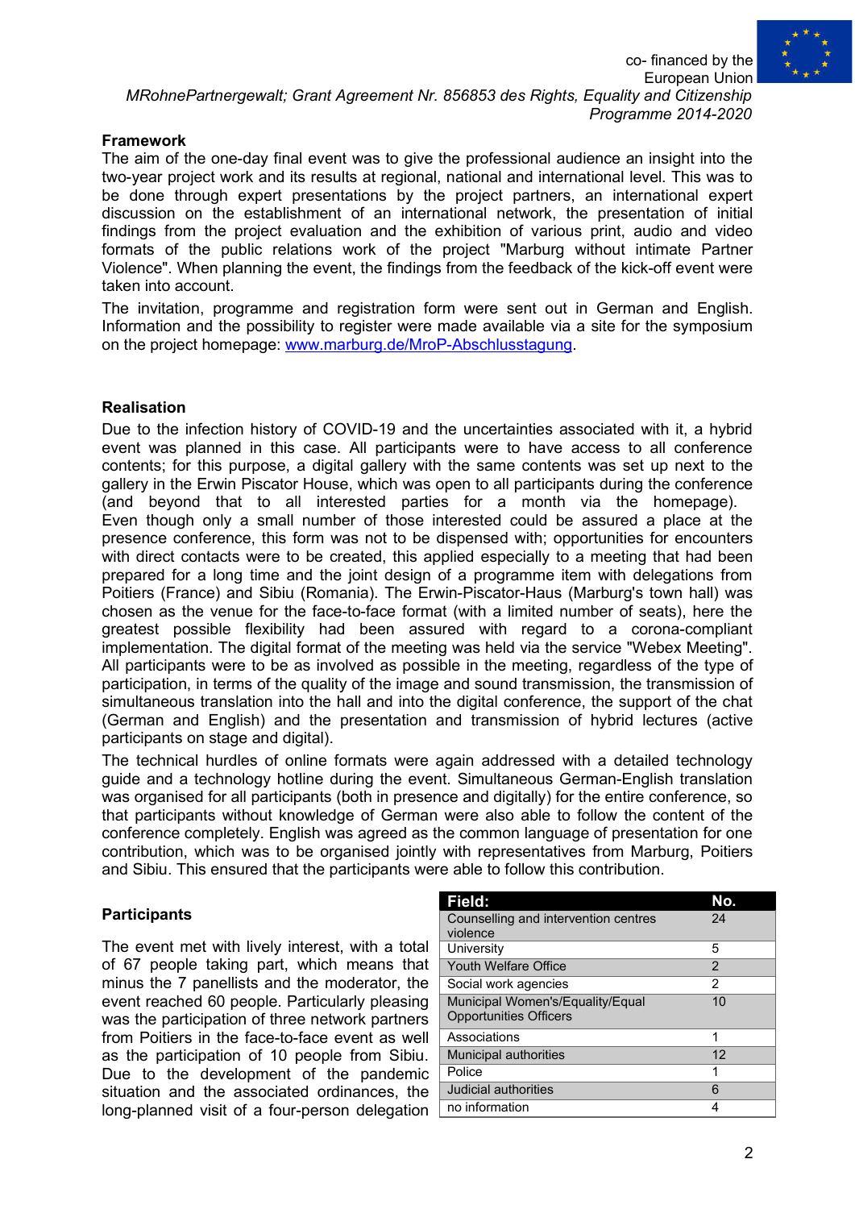### Framework

The aim of the one-day final event was to give the professional audience an insight into the two-year project work and its results at regional, national and international level. This was to be done through expert presentations by the project partners, an international expert discussion on the establishment of an international network, the presentation of initial findings from the project evaluation and the exhibition of various print, audio and video formats of the public relations work of the project "Marburg without intimate Partner Violence". When planning the event, the findings from the feedback of the kick-off event were taken into account.

The invitation, programme and registration form were sent out in German and English. Information and the possibility to register were made available via a site for the symposium on the project homepage: www.marburg.de/MroP-Abschlusstagung.

### Realisation

Due to the infection history of COVID-19 and the uncertainties associated with it, a hybrid event was planned in this case. All participants were to have access to all conference contents; for this purpose, a digital gallery with the same contents was set up next to the gallery in the Erwin Piscator House, which was open to all participants during the conference (and beyond that to all interested parties for a month via the homepage). Even though only a small number of those interested could be assured a place at the presence conference, this form was not to be dispensed with; opportunities for encounters with direct contacts were to be created, this applied especially to a meeting that had been prepared for a long time and the joint design of a programme item with delegations from Poitiers (France) and Sibiu (Romania). The Erwin-Piscator-Haus (Marburg's town hall) was chosen as the venue for the face-to-face format (with a limited number of seats), here the greatest possible flexibility had been assured with regard to a corona-compliant implementation. The digital format of the meeting was held via the service "Webex Meeting". All participants were to be as involved as possible in the meeting, regardless of the type of participation, in terms of the quality of the image and sound transmission, the transmission of simultaneous translation into the hall and into the digital conference, the support of the chat (German and English) and the presentation and transmission of hybrid lectures (active participants on stage and digital).

The technical hurdles of online formats were again addressed with a detailed technology guide and a technology hotline during the event. Simultaneous German-English translation was organised for all participants (both in presence and digitally) for the entire conference, so that participants without knowledge of German were also able to follow the content of the conference completely. English was agreed as the common language of presentation for one contribution, which was to be organised jointly with representatives from Marburg, Poitiers and Sibiu. This ensured that the participants were able to follow this contribution.

### Participants

The event met with lively interest, with a total of 67 people taking part, which means that minus the 7 panellists and the moderator, the event reached 60 people. Particularly pleasing was the participation of three network partners from Poitiers in the face-to-face event as well as the participation of 10 people from Sibiu. Due to the development of the pandemic situation and the associated ordinances, the long-planned visit of a four-person delegation

| Field: | No. |
|---|---|
| Counselling and intervention centres violence | 24 |
| University | 5 |
| Youth Welfare Office | 2 |
| Social work agencies | 2 |
| Municipal Women's/Equality/Equal Opportunities Officers | 10 |
| Associations | 1 |
| Municipal authorities | 12 |
| Police | 1 |
| Judicial authorities | 6 |
| no information | 4 |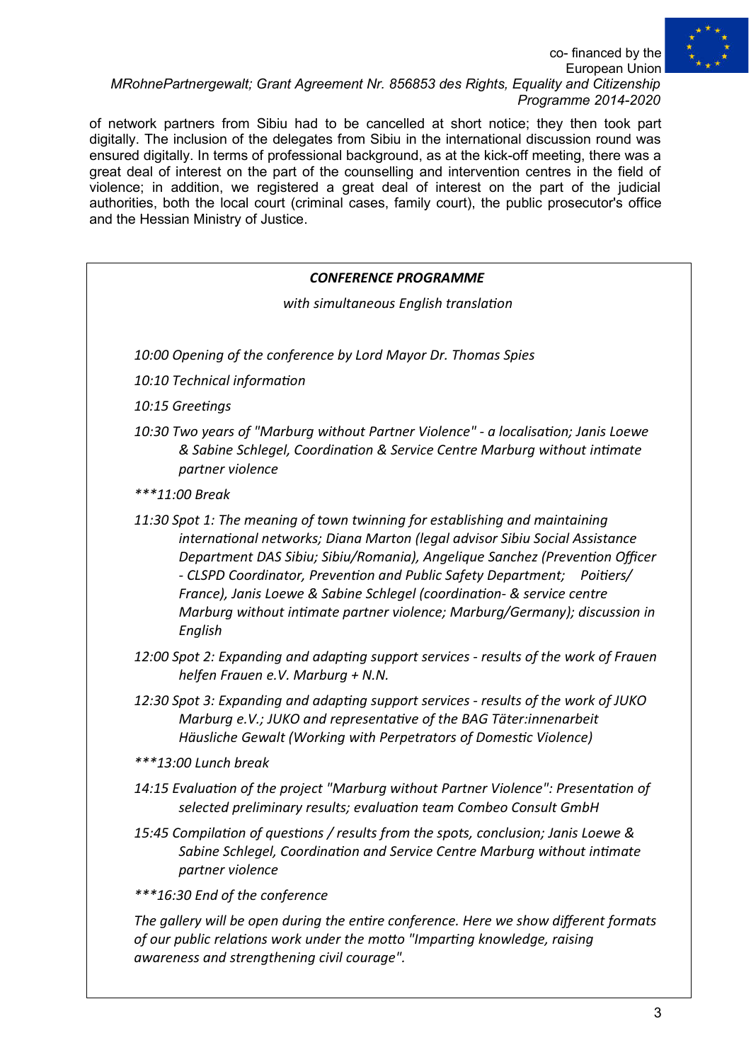of network partners from Sibiu had to be cancelled at short notice; they then took part digitally. The inclusion of the delegates from Sibiu in the international discussion round was ensured digitally. In terms of professional background, as at the kick-off meeting, there was a great deal of interest on the part of the counselling and intervention centres in the field of violence; in addition, we registered a great deal of interest on the part of the judicial authorities, both the local court (criminal cases, family court), the public prosecutor's office and the Hessian Ministry of Justice.

***CONFERENCE PROGRAMME***

*with simultaneous English translation*

*10:00 Opening of the conference by Lord Mayor Dr. Thomas Spies*

*10:10 Technical information*

*10:15 Greetings*

*10:30 Two years of "Marburg without Partner Violence" - a localisation; Janis Loewe & Sabine Schlegel, Coordination & Service Centre Marburg without intimate partner violence*

*\*\*\*11:00 Break*

*11:30 Spot 1: The meaning of town twinning for establishing and maintaining international networks; Diana Marton (legal advisor Sibiu Social Assistance Department DAS Sibiu; Sibiu/Romania), Angelique Sanchez (Prevention Officer - CLSPD Coordinator, Prevention and Public Safety Department; Poitiers/ France), Janis Loewe & Sabine Schlegel (coordination- & service centre Marburg without intimate partner violence; Marburg/Germany); discussion in English*

*12:00 Spot 2: Expanding and adapting support services - results of the work of Frauen helfen Frauen e.V. Marburg + N.N.*

*12:30 Spot 3: Expanding and adapting support services - results of the work of JUKO Marburg e.V.; JUKO and representative of the BAG Täter:innenarbeit Häusliche Gewalt (Working with Perpetrators of Domestic Violence)*

*\*\*\*13:00 Lunch break*

*14:15 Evaluation of the project "Marburg without Partner Violence": Presentation of selected preliminary results; evaluation team Combeo Consult GmbH*

*15:45 Compilation of questions / results from the spots, conclusion; Janis Loewe & Sabine Schlegel, Coordination and Service Centre Marburg without intimate partner violence*

*\*\*\*16:30 End of the conference*

*The gallery will be open during the entire conference. Here we show different formats of our public relations work under the motto "Imparting knowledge, raising awareness and strengthening civil courage".*